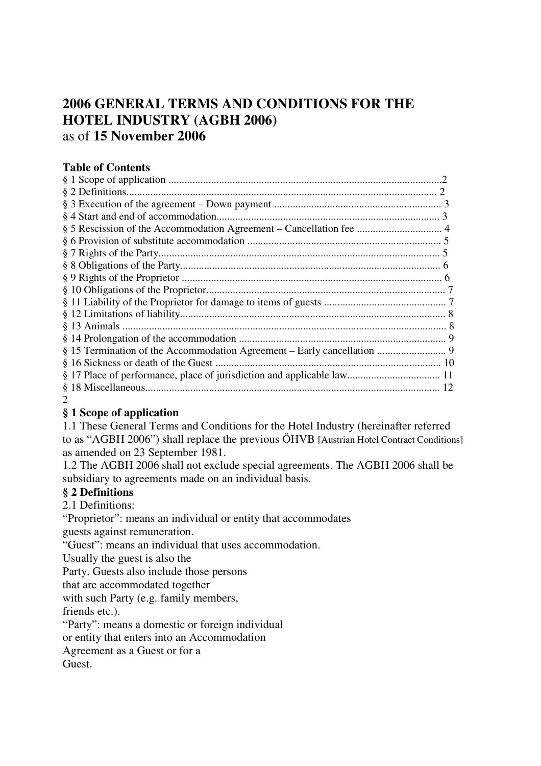# 2006 GENERAL TERMS AND CONDITIONS FOR THE HOTEL INDUSTRY (AGBH 2006)

as of **15 November 2006**

**Table of Contents**

§ 1 Scope of application ....................................................................................................2
§ 2 Definitions.................................................................................................................. 2
§ 3 Execution of the agreement – Down payment .............................................................. 3
§ 4 Start and end of accommodation................................................................................... 3
§ 5 Rescission of the Accommodation Agreement – Cancellation fee ............................... 4
§ 6 Provision of substitute accommodation ........................................................................ 5
§ 7 Rights of the Party......................................................................................................... 5
§ 8 Obligations of the Party................................................................................................. 6
§ 9 Rights of the Proprietor ................................................................................................. 6
§ 10 Obligations of the Proprietor........................................................................................ 7
§ 11 Liability of the Proprietor for damage to items of guests ............................................. 7
§ 12 Limitations of liability.................................................................................................. 8
§ 13 Animals ........................................................................................................................ 8
§ 14 Prolongation of the accommodation ............................................................................ 9
§ 15 Termination of the Accommodation Agreement – Early cancellation ......................... 9
§ 16 Sickness or death of the Guest ................................................................................... 10
§ 17 Place of performance, place of jurisdiction and applicable law.................................. 11
§ 18 Miscellaneous............................................................................................................. 12

### § 1 Scope of application

1.1 These General Terms and Conditions for the Hotel Industry (hereinafter referred to as "AGBH 2006") shall replace the previous ÖHVB [Austrian Hotel Contract Conditions] as amended on 23 September 1981.

1.2 The AGBH 2006 shall not exclude special agreements. The AGBH 2006 shall be subsidiary to agreements made on an individual basis.

### § 2 Definitions

2.1 Definitions:

"Proprietor": means an individual or entity that accommodates guests against remuneration.

"Guest": means an individual that uses accommodation. Usually the guest is also the Party. Guests also include those persons that are accommodated together with such Party (e.g. family members, friends etc.).

"Party": means a domestic or foreign individual or entity that enters into an Accommodation Agreement as a Guest or for a Guest.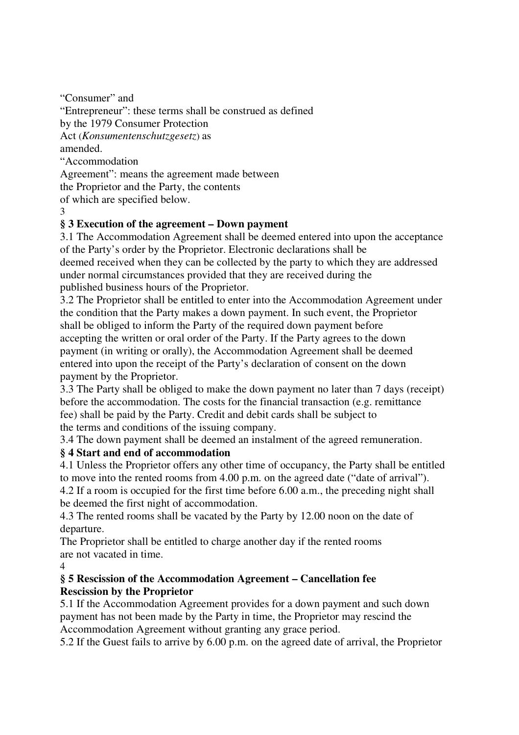"Consumer" and
"Entrepreneur": these terms shall be construed as defined by the 1979 Consumer Protection Act (*Konsumentenschutzgesetz*) as amended.

"Accommodation Agreement": means the agreement made between the Proprietor and the Party, the contents of which are specified below.

## § 3 Execution of the agreement – Down payment

3.1 The Accommodation Agreement shall be deemed entered into upon the acceptance of the Party's order by the Proprietor. Electronic declarations shall be deemed received when they can be collected by the party to which they are addressed under normal circumstances provided that they are received during the published business hours of the Proprietor.

3.2 The Proprietor shall be entitled to enter into the Accommodation Agreement under the condition that the Party makes a down payment. In such event, the Proprietor shall be obliged to inform the Party of the required down payment before accepting the written or oral order of the Party. If the Party agrees to the down payment (in writing or orally), the Accommodation Agreement shall be deemed entered into upon the receipt of the Party's declaration of consent on the down payment by the Proprietor.

3.3 The Party shall be obliged to make the down payment no later than 7 days (receipt) before the accommodation. The costs for the financial transaction (e.g. remittance fee) shall be paid by the Party. Credit and debit cards shall be subject to the terms and conditions of the issuing company.

3.4 The down payment shall be deemed an instalment of the agreed remuneration.

## § 4 Start and end of accommodation

4.1 Unless the Proprietor offers any other time of occupancy, the Party shall be entitled to move into the rented rooms from 4.00 p.m. on the agreed date ("date of arrival").

4.2 If a room is occupied for the first time before 6.00 a.m., the preceding night shall be deemed the first night of accommodation.

4.3 The rented rooms shall be vacated by the Party by 12.00 noon on the date of departure.
The Proprietor shall be entitled to charge another day if the rented rooms are not vacated in time.

## § 5 Rescission of the Accommodation Agreement – Cancellation fee

### Rescission by the Proprietor

5.1 If the Accommodation Agreement provides for a down payment and such down payment has not been made by the Party in time, the Proprietor may rescind the Accommodation Agreement without granting any grace period.

5.2 If the Guest fails to arrive by 6.00 p.m. on the agreed date of arrival, the Proprietor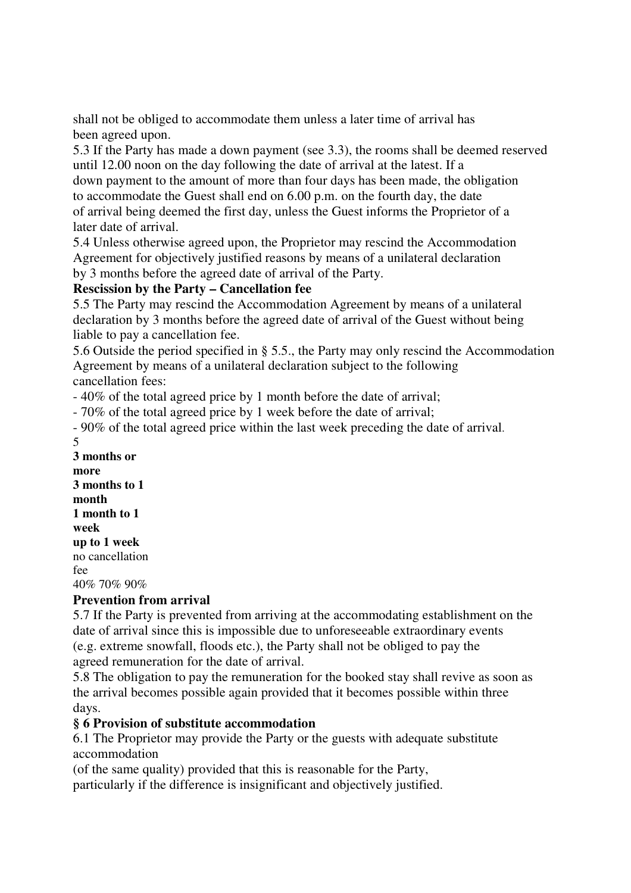shall not be obliged to accommodate them unless a later time of arrival has been agreed upon.

5.3 If the Party has made a down payment (see 3.3), the rooms shall be deemed reserved until 12.00 noon on the day following the date of arrival at the latest. If a down payment to the amount of more than four days has been made, the obligation to accommodate the Guest shall end on 6.00 p.m. on the fourth day, the date of arrival being deemed the first day, unless the Guest informs the Proprietor of a later date of arrival.

5.4 Unless otherwise agreed upon, the Proprietor may rescind the Accommodation Agreement for objectively justified reasons by means of a unilateral declaration by 3 months before the agreed date of arrival of the Party.

**Rescission by the Party – Cancellation fee**

5.5 The Party may rescind the Accommodation Agreement by means of a unilateral declaration by 3 months before the agreed date of arrival of the Guest without being liable to pay a cancellation fee.

5.6 Outside the period specified in § 5.5., the Party may only rescind the Accommodation Agreement by means of a unilateral declaration subject to the following cancellation fees:

- 40% of the total agreed price by 1 month before the date of arrival;
- 70% of the total agreed price by 1 week before the date of arrival;
- 90% of the total agreed price within the last week preceding the date of arrival.

5

| 3 months or more | 3 months to 1 month | 1 month to 1 week | up to 1 week |
|---|---|---|---|
| no cancellation fee | 40% | 70% | 90% |

**Prevention from arrival**

5.7 If the Party is prevented from arriving at the accommodating establishment on the date of arrival since this is impossible due to unforeseeable extraordinary events (e.g. extreme snowfall, floods etc.), the Party shall not be obliged to pay the agreed remuneration for the date of arrival.

5.8 The obligation to pay the remuneration for the booked stay shall revive as soon as the arrival becomes possible again provided that it becomes possible within three days.

**§ 6 Provision of substitute accommodation**

6.1 The Proprietor may provide the Party or the guests with adequate substitute accommodation (of the same quality) provided that this is reasonable for the Party, particularly if the difference is insignificant and objectively justified.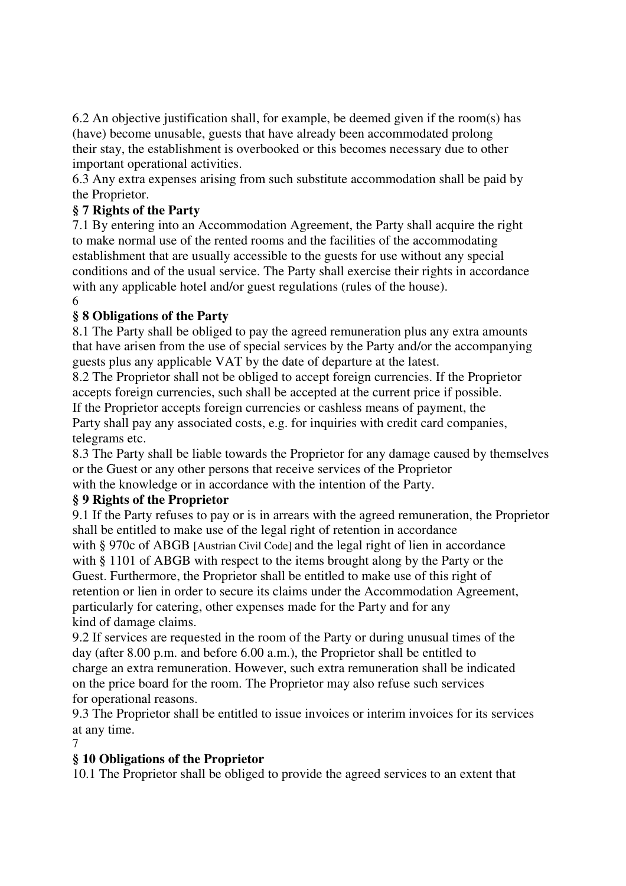6.2 An objective justification shall, for example, be deemed given if the room(s) has (have) become unusable, guests that have already been accommodated prolong their stay, the establishment is overbooked or this becomes necessary due to other important operational activities.

6.3 Any extra expenses arising from such substitute accommodation shall be paid by the Proprietor.

### § 7 Rights of the Party

7.1 By entering into an Accommodation Agreement, the Party shall acquire the right to make normal use of the rented rooms and the facilities of the accommodating establishment that are usually accessible to the guests for use without any special conditions and of the usual service. The Party shall exercise their rights in accordance with any applicable hotel and/or guest regulations (rules of the house).

### § 8 Obligations of the Party

8.1 The Party shall be obliged to pay the agreed remuneration plus any extra amounts that have arisen from the use of special services by the Party and/or the accompanying guests plus any applicable VAT by the date of departure at the latest.

8.2 The Proprietor shall not be obliged to accept foreign currencies. If the Proprietor accepts foreign currencies, such shall be accepted at the current price if possible. If the Proprietor accepts foreign currencies or cashless means of payment, the Party shall pay any associated costs, e.g. for inquiries with credit card companies, telegrams etc.

8.3 The Party shall be liable towards the Proprietor for any damage caused by themselves or the Guest or any other persons that receive services of the Proprietor with the knowledge or in accordance with the intention of the Party.

### § 9 Rights of the Proprietor

9.1 If the Party refuses to pay or is in arrears with the agreed remuneration, the Proprietor shall be entitled to make use of the legal right of retention in accordance with § 970c of ABGB [Austrian Civil Code] and the legal right of lien in accordance with § 1101 of ABGB with respect to the items brought along by the Party or the Guest. Furthermore, the Proprietor shall be entitled to make use of this right of retention or lien in order to secure its claims under the Accommodation Agreement, particularly for catering, other expenses made for the Party and for any kind of damage claims.

9.2 If services are requested in the room of the Party or during unusual times of the day (after 8.00 p.m. and before 6.00 a.m.), the Proprietor shall be entitled to charge an extra remuneration. However, such extra remuneration shall be indicated on the price board for the room. The Proprietor may also refuse such services for operational reasons.

9.3 The Proprietor shall be entitled to issue invoices or interim invoices for its services at any time.

### § 10 Obligations of the Proprietor

10.1 The Proprietor shall be obliged to provide the agreed services to an extent that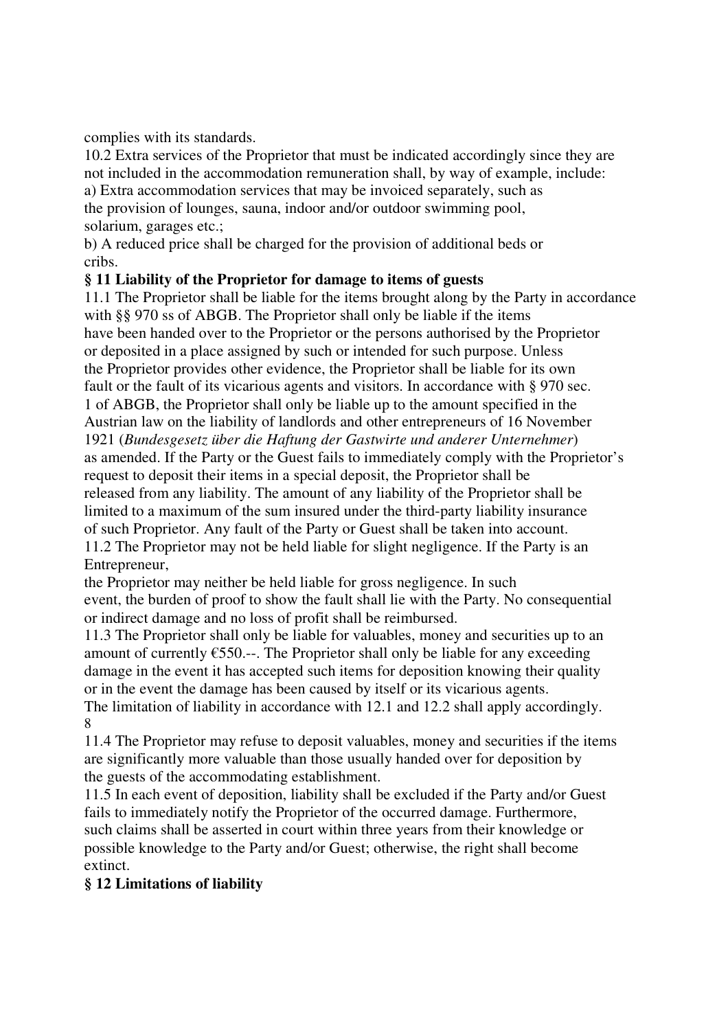complies with its standards.

10.2 Extra services of the Proprietor that must be indicated accordingly since they are not included in the accommodation remuneration shall, by way of example, include:

a) Extra accommodation services that may be invoiced separately, such as the provision of lounges, sauna, indoor and/or outdoor swimming pool, solarium, garages etc.;

b) A reduced price shall be charged for the provision of additional beds or cribs.

**§ 11 Liability of the Proprietor for damage to items of guests**

11.1 The Proprietor shall be liable for the items brought along by the Party in accordance with §§ 970 ss of ABGB. The Proprietor shall only be liable if the items have been handed over to the Proprietor or the persons authorised by the Proprietor or deposited in a place assigned by such or intended for such purpose. Unless the Proprietor provides other evidence, the Proprietor shall be liable for its own fault or the fault of its vicarious agents and visitors. In accordance with § 970 sec. 1 of ABGB, the Proprietor shall only be liable up to the amount specified in the Austrian law on the liability of landlords and other entrepreneurs of 16 November 1921 (*Bundesgesetz über die Haftung der Gastwirte und anderer Unternehmer*) as amended. If the Party or the Guest fails to immediately comply with the Proprietor's request to deposit their items in a special deposit, the Proprietor shall be released from any liability. The amount of any liability of the Proprietor shall be limited to a maximum of the sum insured under the third-party liability insurance of such Proprietor. Any fault of the Party or Guest shall be taken into account.

11.2 The Proprietor may not be held liable for slight negligence. If the Party is an Entrepreneur, the Proprietor may neither be held liable for gross negligence. In such event, the burden of proof to show the fault shall lie with the Party. No consequential or indirect damage and no loss of profit shall be reimbursed.

11.3 The Proprietor shall only be liable for valuables, money and securities up to an amount of currently €550.--. The Proprietor shall only be liable for any exceeding damage in the event it has accepted such items for deposition knowing their quality or in the event the damage has been caused by itself or its vicarious agents. The limitation of liability in accordance with 12.1 and 12.2 shall apply accordingly.

11.4 The Proprietor may refuse to deposit valuables, money and securities if the items are significantly more valuable than those usually handed over for deposition by the guests of the accommodating establishment.

11.5 In each event of deposition, liability shall be excluded if the Party and/or Guest fails to immediately notify the Proprietor of the occurred damage. Furthermore, such claims shall be asserted in court within three years from their knowledge or possible knowledge to the Party and/or Guest; otherwise, the right shall become extinct.

**§ 12 Limitations of liability**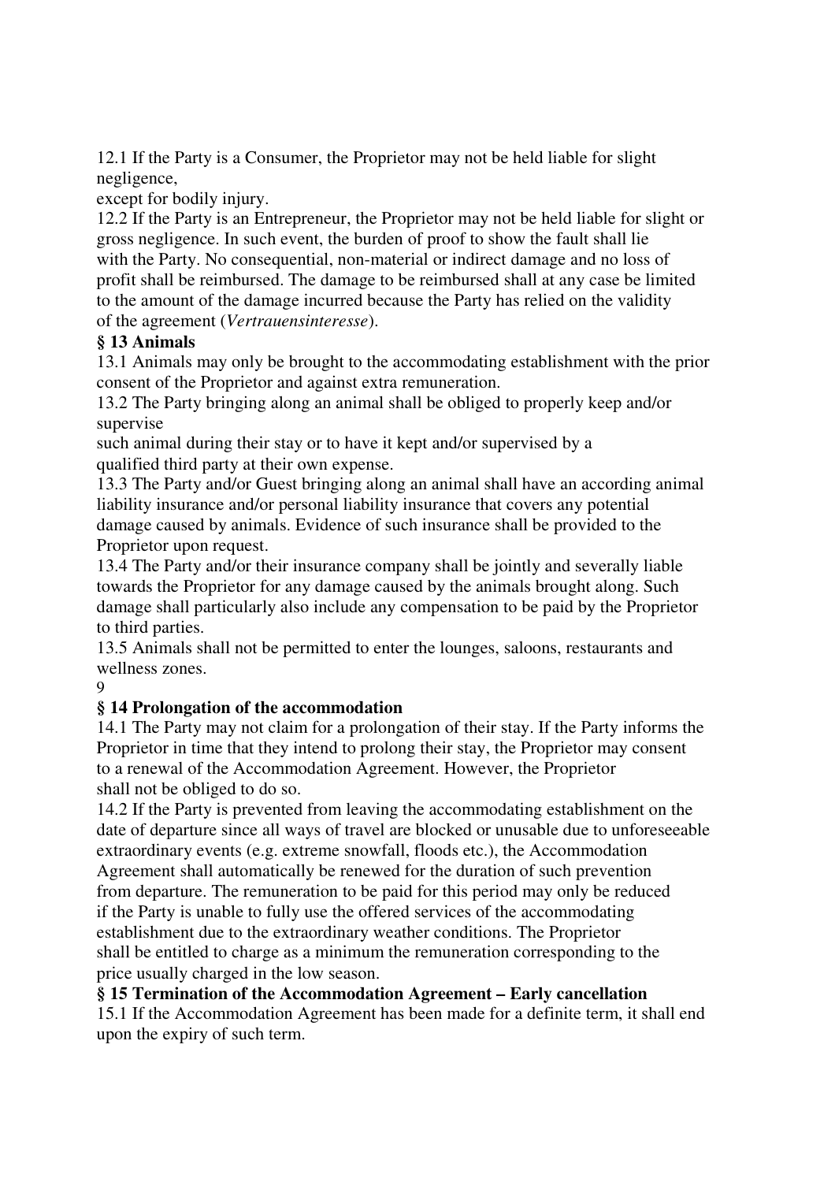12.1 If the Party is a Consumer, the Proprietor may not be held liable for slight negligence, except for bodily injury.

12.2 If the Party is an Entrepreneur, the Proprietor may not be held liable for slight or gross negligence. In such event, the burden of proof to show the fault shall lie with the Party. No consequential, non-material or indirect damage and no loss of profit shall be reimbursed. The damage to be reimbursed shall at any case be limited to the amount of the damage incurred because the Party has relied on the validity of the agreement (*Vertrauensinteresse*).

**§ 13 Animals**

13.1 Animals may only be brought to the accommodating establishment with the prior consent of the Proprietor and against extra remuneration.

13.2 The Party bringing along an animal shall be obliged to properly keep and/or supervise such animal during their stay or to have it kept and/or supervised by a qualified third party at their own expense.

13.3 The Party and/or Guest bringing along an animal shall have an according animal liability insurance and/or personal liability insurance that covers any potential damage caused by animals. Evidence of such insurance shall be provided to the Proprietor upon request.

13.4 The Party and/or their insurance company shall be jointly and severally liable towards the Proprietor for any damage caused by the animals brought along. Such damage shall particularly also include any compensation to be paid by the Proprietor to third parties.

13.5 Animals shall not be permitted to enter the lounges, saloons, restaurants and wellness zones.

**§ 14 Prolongation of the accommodation**

14.1 The Party may not claim for a prolongation of their stay. If the Party informs the Proprietor in time that they intend to prolong their stay, the Proprietor may consent to a renewal of the Accommodation Agreement. However, the Proprietor shall not be obliged to do so.

14.2 If the Party is prevented from leaving the accommodating establishment on the date of departure since all ways of travel are blocked or unusable due to unforeseeable extraordinary events (e.g. extreme snowfall, floods etc.), the Accommodation Agreement shall automatically be renewed for the duration of such prevention from departure. The remuneration to be paid for this period may only be reduced if the Party is unable to fully use the offered services of the accommodating establishment due to the extraordinary weather conditions. The Proprietor shall be entitled to charge as a minimum the remuneration corresponding to the price usually charged in the low season.

**§ 15 Termination of the Accommodation Agreement – Early cancellation**

15.1 If the Accommodation Agreement has been made for a definite term, it shall end upon the expiry of such term.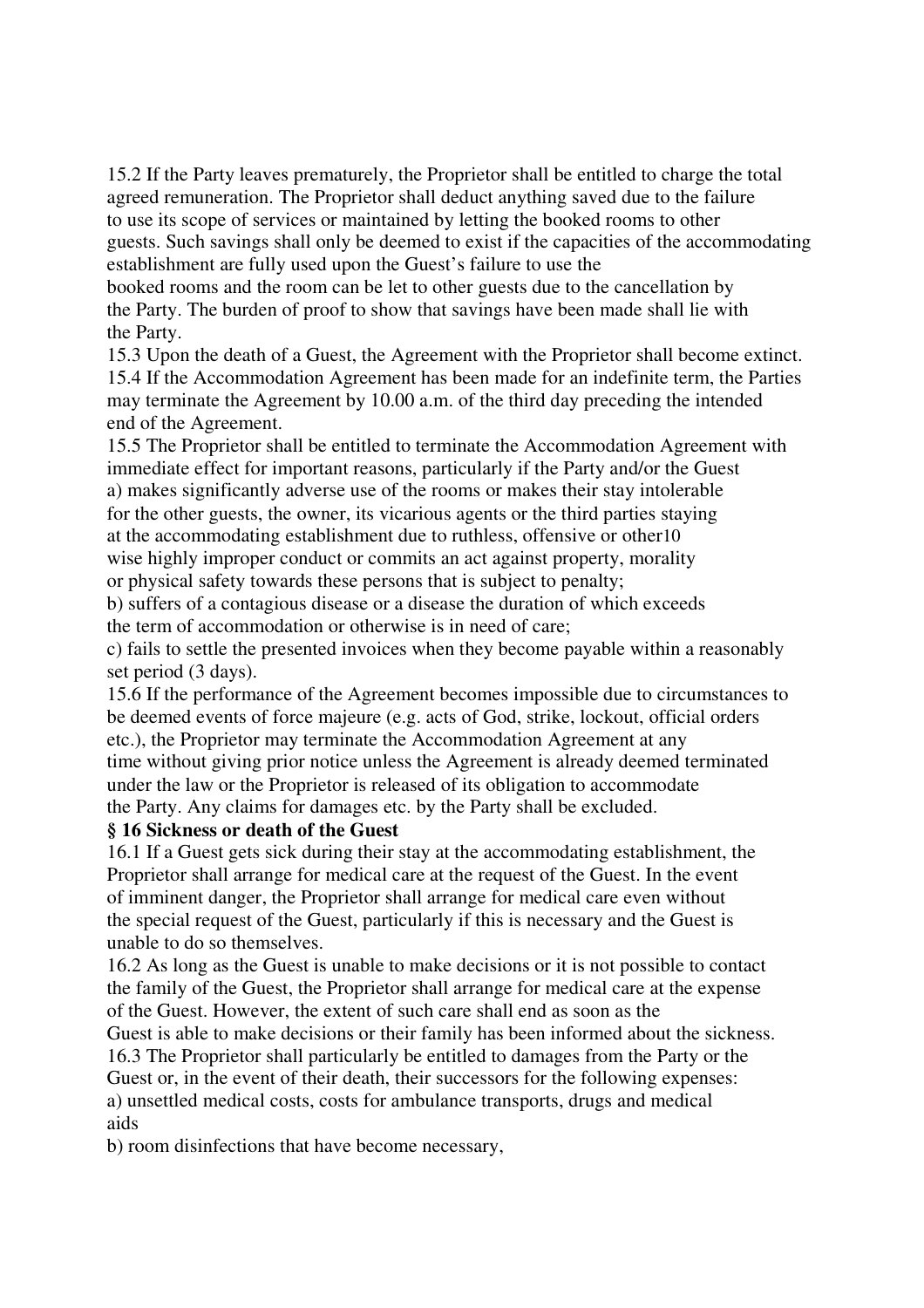15.2 If the Party leaves prematurely, the Proprietor shall be entitled to charge the total agreed remuneration. The Proprietor shall deduct anything saved due to the failure to use its scope of services or maintained by letting the booked rooms to other guests. Such savings shall only be deemed to exist if the capacities of the accommodating establishment are fully used upon the Guest's failure to use the booked rooms and the room can be let to other guests due to the cancellation by the Party. The burden of proof to show that savings have been made shall lie with the Party.

15.3 Upon the death of a Guest, the Agreement with the Proprietor shall become extinct.

15.4 If the Accommodation Agreement has been made for an indefinite term, the Parties may terminate the Agreement by 10.00 a.m. of the third day preceding the intended end of the Agreement.

15.5 The Proprietor shall be entitled to terminate the Accommodation Agreement with immediate effect for important reasons, particularly if the Party and/or the Guest

a) makes significantly adverse use of the rooms or makes their stay intolerable for the other guests, the owner, its vicarious agents or the third parties staying at the accommodating establishment due to ruthless, offensive or other10 wise highly improper conduct or commits an act against property, morality or physical safety towards these persons that is subject to penalty;

b) suffers of a contagious disease or a disease the duration of which exceeds the term of accommodation or otherwise is in need of care;

c) fails to settle the presented invoices when they become payable within a reasonably set period (3 days).

15.6 If the performance of the Agreement becomes impossible due to circumstances to be deemed events of force majeure (e.g. acts of God, strike, lockout, official orders etc.), the Proprietor may terminate the Accommodation Agreement at any time without giving prior notice unless the Agreement is already deemed terminated under the law or the Proprietor is released of its obligation to accommodate the Party. Any claims for damages etc. by the Party shall be excluded.

**§ 16 Sickness or death of the Guest**

16.1 If a Guest gets sick during their stay at the accommodating establishment, the Proprietor shall arrange for medical care at the request of the Guest. In the event of imminent danger, the Proprietor shall arrange for medical care even without the special request of the Guest, particularly if this is necessary and the Guest is unable to do so themselves.

16.2 As long as the Guest is unable to make decisions or it is not possible to contact the family of the Guest, the Proprietor shall arrange for medical care at the expense of the Guest. However, the extent of such care shall end as soon as the Guest is able to make decisions or their family has been informed about the sickness.

16.3 The Proprietor shall particularly be entitled to damages from the Party or the Guest or, in the event of their death, their successors for the following expenses:

a) unsettled medical costs, costs for ambulance transports, drugs and medical aids

b) room disinfections that have become necessary,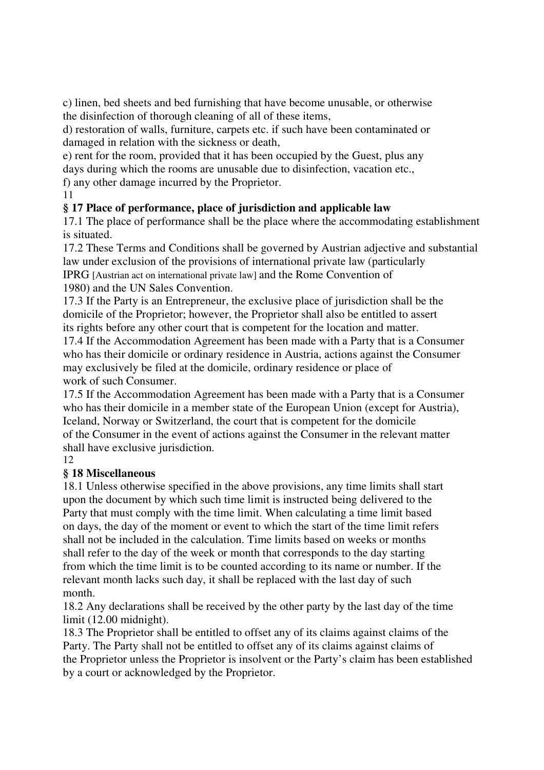c) linen, bed sheets and bed furnishing that have become unusable, or otherwise the disinfection of thorough cleaning of all of these items,

d) restoration of walls, furniture, carpets etc. if such have been contaminated or damaged in relation with the sickness or death,

e) rent for the room, provided that it has been occupied by the Guest, plus any days during which the rooms are unusable due to disinfection, vacation etc.,

f) any other damage incurred by the Proprietor.

## § 17 Place of performance, place of jurisdiction and applicable law

17.1 The place of performance shall be the place where the accommodating establishment is situated.

17.2 These Terms and Conditions shall be governed by Austrian adjective and substantial law under exclusion of the provisions of international private law (particularly IPRG [Austrian act on international private law] and the Rome Convention of 1980) and the UN Sales Convention.

17.3 If the Party is an Entrepreneur, the exclusive place of jurisdiction shall be the domicile of the Proprietor; however, the Proprietor shall also be entitled to assert its rights before any other court that is competent for the location and matter.

17.4 If the Accommodation Agreement has been made with a Party that is a Consumer who has their domicile or ordinary residence in Austria, actions against the Consumer may exclusively be filed at the domicile, ordinary residence or place of work of such Consumer.

17.5 If the Accommodation Agreement has been made with a Party that is a Consumer who has their domicile in a member state of the European Union (except for Austria), Iceland, Norway or Switzerland, the court that is competent for the domicile of the Consumer in the event of actions against the Consumer in the relevant matter shall have exclusive jurisdiction.

## § 18 Miscellaneous

18.1 Unless otherwise specified in the above provisions, any time limits shall start upon the document by which such time limit is instructed being delivered to the Party that must comply with the time limit. When calculating a time limit based on days, the day of the moment or event to which the start of the time limit refers shall not be included in the calculation. Time limits based on weeks or months shall refer to the day of the week or month that corresponds to the day starting from which the time limit is to be counted according to its name or number. If the relevant month lacks such day, it shall be replaced with the last day of such month.

18.2 Any declarations shall be received by the other party by the last day of the time limit (12.00 midnight).

18.3 The Proprietor shall be entitled to offset any of its claims against claims of the Party. The Party shall not be entitled to offset any of its claims against claims of the Proprietor unless the Proprietor is insolvent or the Party's claim has been established by a court or acknowledged by the Proprietor.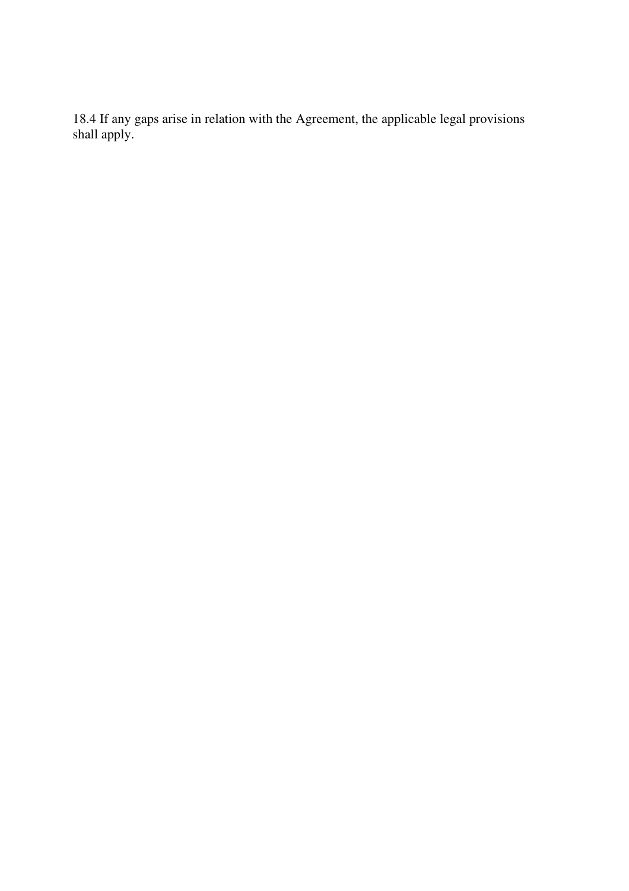18.4 If any gaps arise in relation with the Agreement, the applicable legal provisions shall apply.